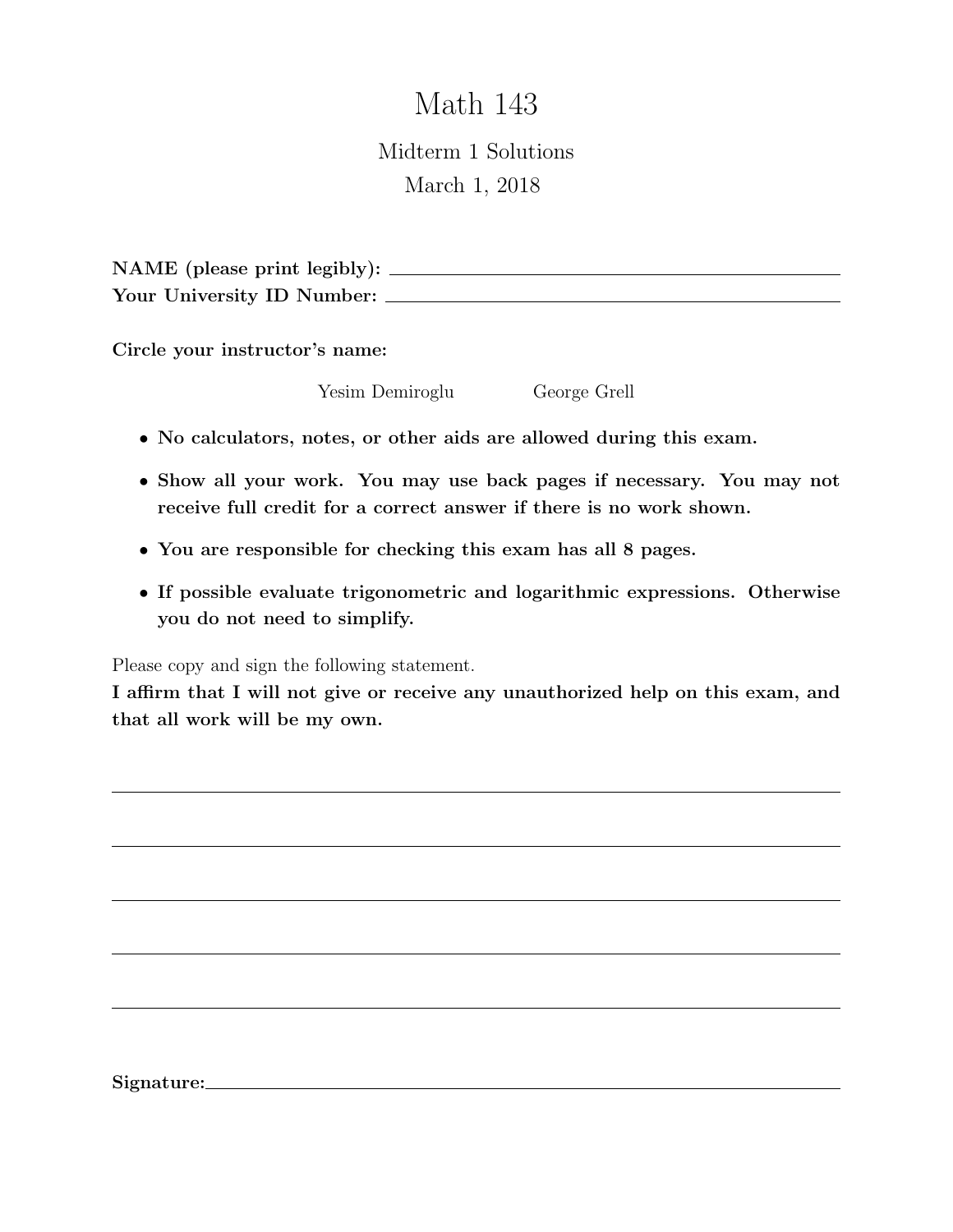# Math 143

## Midterm 1 Solutions

March 1, 2018

**NAME (please print legibly):** ______________________________

**Your University ID Number:** ______________________________

**Circle your instructor's name:**

Yesim Demiroglu          George Grell

- **No calculators, notes, or other aids are allowed during this exam.**
- **Show all your work. You may use back pages if necessary. You may not receive full credit for a correct answer if there is no work shown.**
- **You are responsible for checking this exam has all 8 pages.**
- **If possible evaluate trigonometric and logarithmic expressions. Otherwise you do not need to simplify.**

Please copy and sign the following statement.

**I affirm that I will not give or receive any unauthorized help on this exam, and that all work will be my own.**

______________________________

______________________________

______________________________

______________________________

______________________________

**Signature:** ______________________________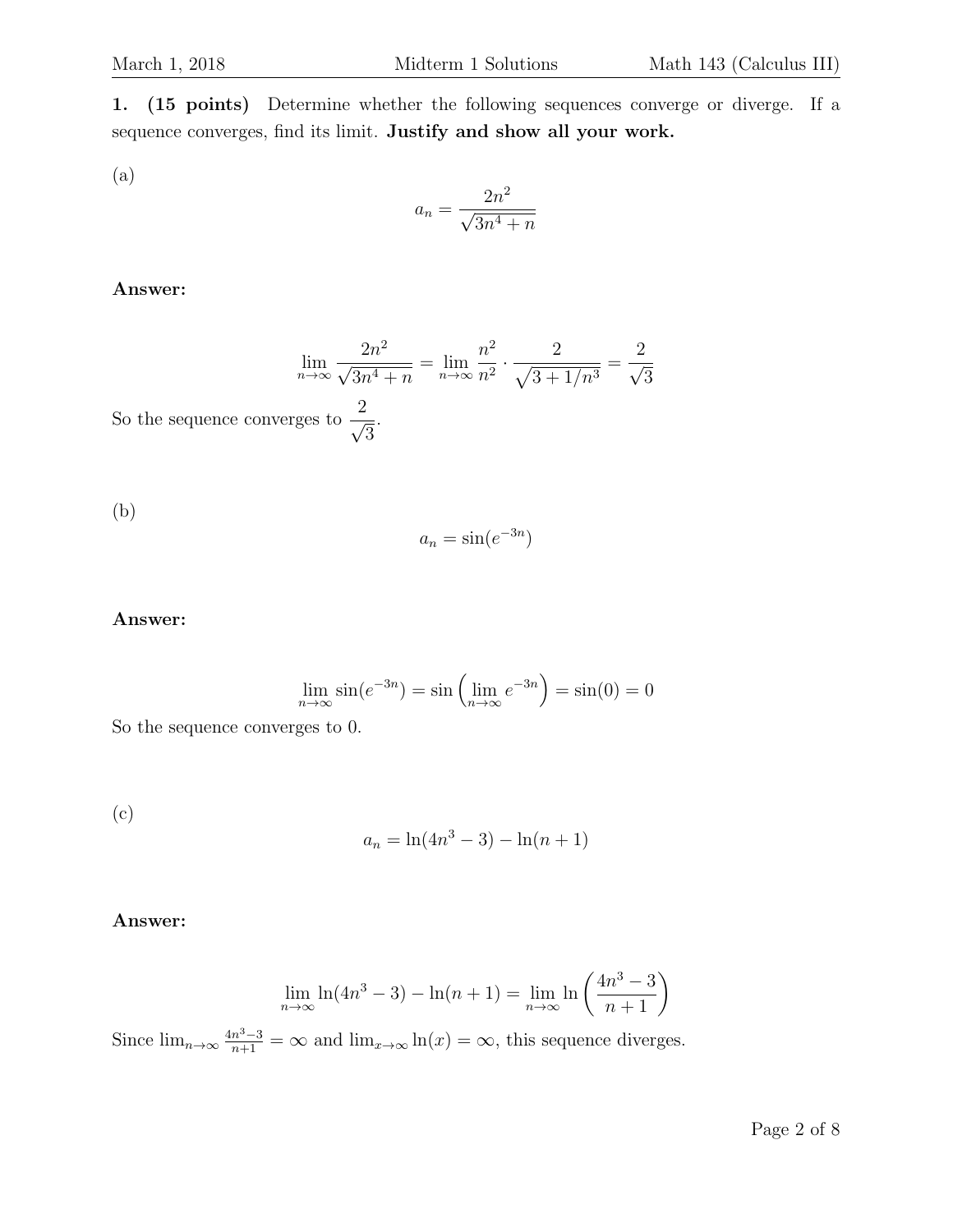**1. (15 points)** Determine whether the following sequences converge or diverge. If a sequence converges, find its limit. **Justify and show all your work.**

(a)

$$a_n = \frac{2n^2}{\sqrt{3n^4 + n}}$$

**Answer:**

$$\lim_{n\to\infty} \frac{2n^2}{\sqrt{3n^4 + n}} = \lim_{n\to\infty} \frac{n^2}{n^2} \cdot \frac{2}{\sqrt{3 + 1/n^3}} = \frac{2}{\sqrt{3}}$$

So the sequence converges to $\dfrac{2}{\sqrt{3}}$.

(b)

$$a_n = \sin(e^{-3n})$$

**Answer:**

$$\lim_{n\to\infty} \sin(e^{-3n}) = \sin\left(\lim_{n\to\infty} e^{-3n}\right) = \sin(0) = 0$$

So the sequence converges to 0.

(c)

$$a_n = \ln(4n^3 - 3) - \ln(n + 1)$$

**Answer:**

$$\lim_{n\to\infty} \ln(4n^3 - 3) - \ln(n + 1) = \lim_{n\to\infty} \ln\left(\frac{4n^3 - 3}{n + 1}\right)$$

Since $\lim_{n\to\infty} \frac{4n^3-3}{n+1} = \infty$ and $\lim_{x\to\infty} \ln(x) = \infty$, this sequence diverges.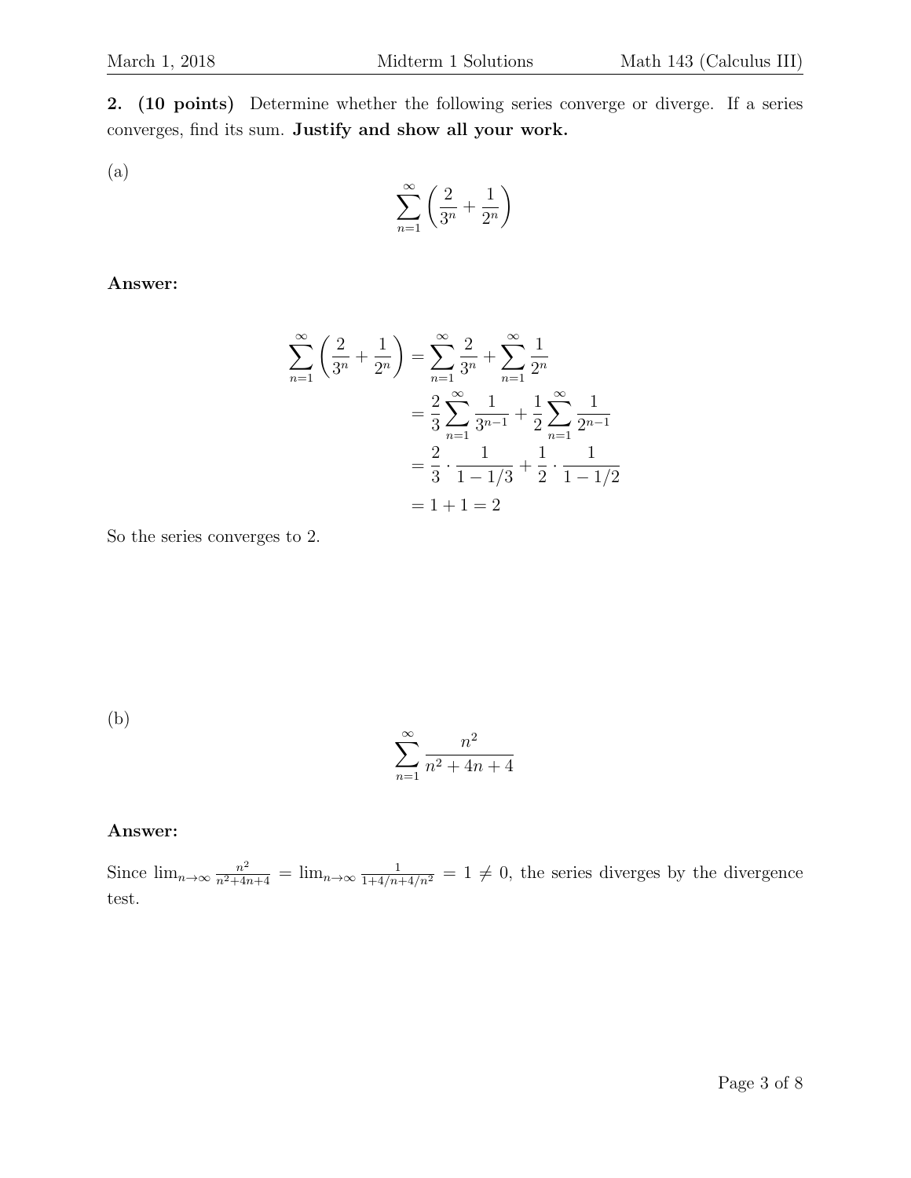**2. (10 points)** Determine whether the following series converge or diverge. If a series converges, find its sum. **Justify and show all your work.**

(a)

$$\sum_{n=1}^{\infty} \left( \frac{2}{3^n} + \frac{1}{2^n} \right)$$

**Answer:**

$$\begin{aligned}
\sum_{n=1}^{\infty} \left( \frac{2}{3^n} + \frac{1}{2^n} \right) &= \sum_{n=1}^{\infty} \frac{2}{3^n} + \sum_{n=1}^{\infty} \frac{1}{2^n} \\
&= \frac{2}{3} \sum_{n=1}^{\infty} \frac{1}{3^{n-1}} + \frac{1}{2} \sum_{n=1}^{\infty} \frac{1}{2^{n-1}} \\
&= \frac{2}{3} \cdot \frac{1}{1 - 1/3} + \frac{1}{2} \cdot \frac{1}{1 - 1/2} \\
&= 1 + 1 = 2
\end{aligned}$$

So the series converges to 2.

(b)

$$\sum_{n=1}^{\infty} \frac{n^2}{n^2 + 4n + 4}$$

**Answer:**

Since $\lim_{n\to\infty} \frac{n^2}{n^2+4n+4} = \lim_{n\to\infty} \frac{1}{1+4/n+4/n^2} = 1 \neq 0$, the series diverges by the divergence test.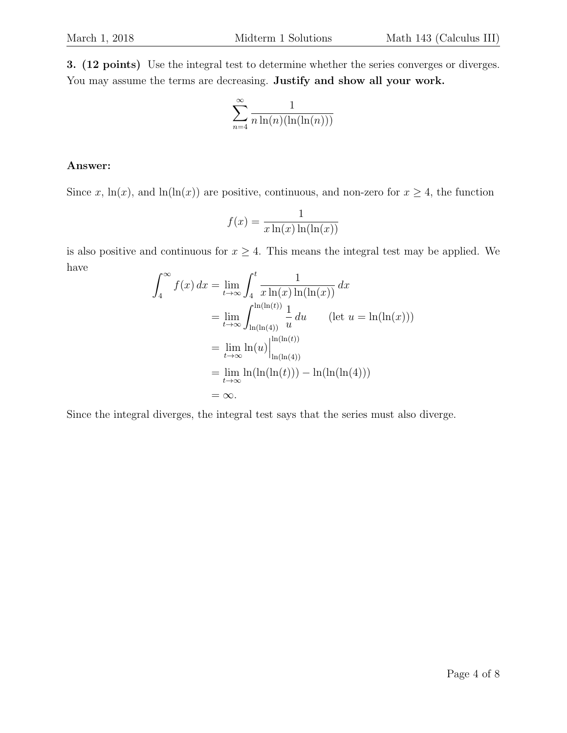**3. (12 points)** Use the integral test to determine whether the series converges or diverges. You may assume the terms are decreasing. **Justify and show all your work.**

$$\sum_{n=4}^{\infty} \frac{1}{n \ln(n)(\ln(\ln(n)))}$$

**Answer:**

Since $x$, $\ln(x)$, and $\ln(\ln(x))$ are positive, continuous, and non-zero for $x \geq 4$, the function

$$f(x) = \frac{1}{x \ln(x) \ln(\ln(x))}$$

is also positive and continuous for $x \geq 4$. This means the integral test may be applied. We have

$$\begin{aligned}
\int_4^{\infty} f(x)\, dx &= \lim_{t \to \infty} \int_4^t \frac{1}{x \ln(x) \ln(\ln(x))}\, dx \\
&= \lim_{t \to \infty} \int_{\ln(\ln(4))}^{\ln(\ln(t))} \frac{1}{u}\, du \qquad (\text{let } u = \ln(\ln(x))) \\
&= \lim_{t \to \infty} \ln(u) \Big|_{\ln(\ln(4))}^{\ln(\ln(t))} \\
&= \lim_{t \to \infty} \ln(\ln(\ln(t))) - \ln(\ln(\ln(4))) \\
&= \infty.
\end{aligned}$$

Since the integral diverges, the integral test says that the series must also diverge.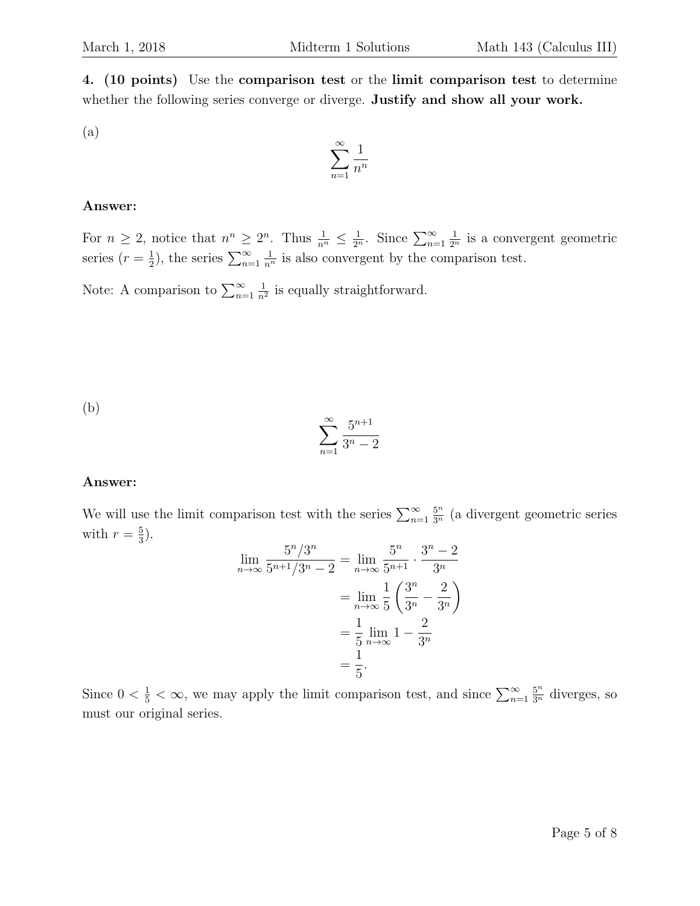**4. (10 points)** Use the **comparison test** or the **limit comparison test** to determine whether the following series converge or diverge. **Justify and show all your work.**

(a)

$$\sum_{n=1}^{\infty} \frac{1}{n^n}$$

**Answer:**

For $n \geq 2$, notice that $n^n \geq 2^n$. Thus $\frac{1}{n^n} \leq \frac{1}{2^n}$. Since $\sum_{n=1}^{\infty} \frac{1}{2^n}$ is a convergent geometric series ($r = \frac{1}{2}$), the series $\sum_{n=1}^{\infty} \frac{1}{n^n}$ is also convergent by the comparison test.

Note: A comparison to $\sum_{n=1}^{\infty} \frac{1}{n^2}$ is equally straightforward.

(b)

$$\sum_{n=1}^{\infty} \frac{5^{n+1}}{3^n - 2}$$

**Answer:**

We will use the limit comparison test with the series $\sum_{n=1}^{\infty} \frac{5^n}{3^n}$ (a divergent geometric series with $r = \frac{5}{3}$).

$$\begin{aligned}
\lim_{n\to\infty} \frac{5^n/3^n}{5^{n+1}/3^n - 2} &= \lim_{n\to\infty} \frac{5^n}{5^{n+1}} \cdot \frac{3^n - 2}{3^n} \\
&= \lim_{n\to\infty} \frac{1}{5}\left(\frac{3^n}{3^n} - \frac{2}{3^n}\right) \\
&= \frac{1}{5} \lim_{n\to\infty} 1 - \frac{2}{3^n} \\
&= \frac{1}{5}.
\end{aligned}$$

Since $0 < \frac{1}{5} < \infty$, we may apply the limit comparison test, and since $\sum_{n=1}^{\infty} \frac{5^n}{3^n}$ diverges, so must our original series.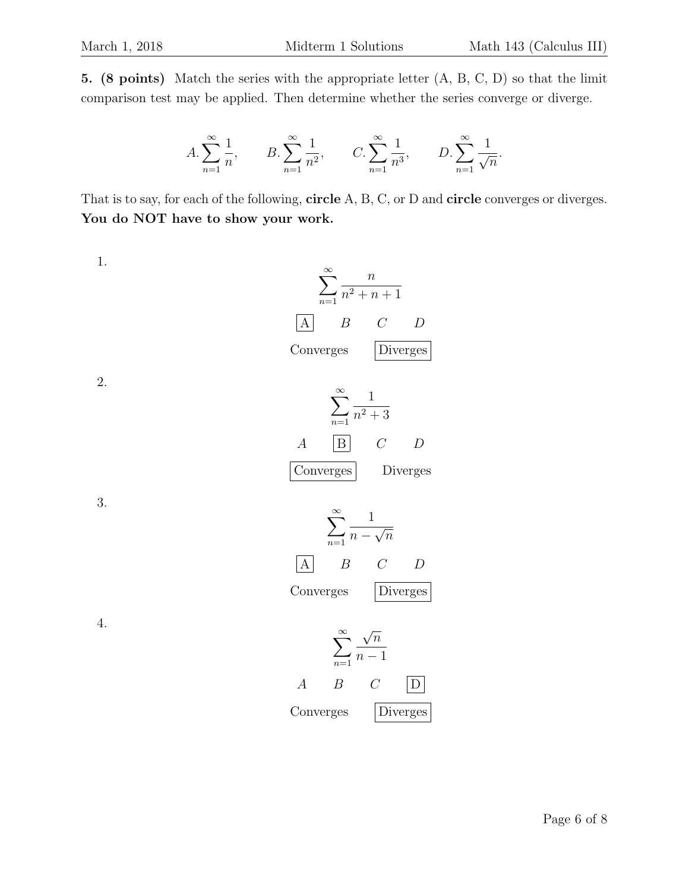**5. (8 points)** Match the series with the appropriate letter (A, B, C, D) so that the limit comparison test may be applied. Then determine whether the series converge or diverge.

$$A. \sum_{n=1}^{\infty} \frac{1}{n}, \qquad B. \sum_{n=1}^{\infty} \frac{1}{n^2}, \qquad C. \sum_{n=1}^{\infty} \frac{1}{n^3}, \qquad D. \sum_{n=1}^{\infty} \frac{1}{\sqrt{n}}.$$

That is to say, for each of the following, **circle** A, B, C, or D and **circle** converges or diverges. **You do NOT have to show your work.**

1.
$$\sum_{n=1}^{\infty} \frac{n}{n^2+n+1}$$

[A] B C D

Converges [Diverges]

2.
$$\sum_{n=1}^{\infty} \frac{1}{n^2+3}$$

A [B] C D

[Converges] Diverges

3.
$$\sum_{n=1}^{\infty} \frac{1}{n-\sqrt{n}}$$

[A] B C D

Converges [Diverges]

4.
$$\sum_{n=1}^{\infty} \frac{\sqrt{n}}{n-1}$$

A B C [D]

Converges [Diverges]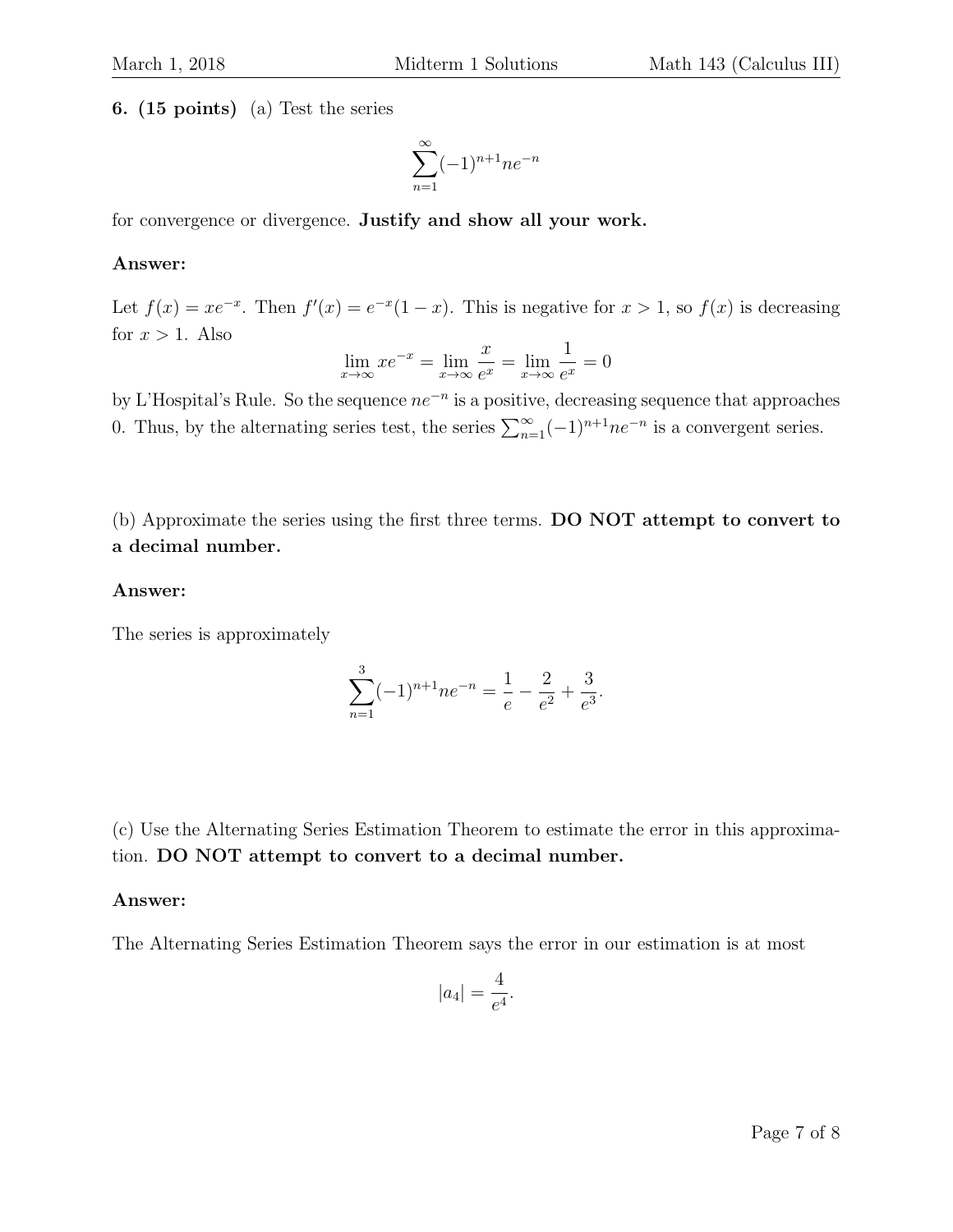**6. (15 points)** (a) Test the series

$$\sum_{n=1}^{\infty}(-1)^{n+1}ne^{-n}$$

for convergence or divergence. **Justify and show all your work.**

**Answer:**

Let $f(x) = xe^{-x}$. Then $f'(x) = e^{-x}(1-x)$. This is negative for $x > 1$, so $f(x)$ is decreasing for $x > 1$. Also

$$\lim_{x\to\infty} xe^{-x} = \lim_{x\to\infty} \frac{x}{e^x} = \lim_{x\to\infty} \frac{1}{e^x} = 0$$

by L'Hospital's Rule. So the sequence $ne^{-n}$ is a positive, decreasing sequence that approaches 0. Thus, by the alternating series test, the series $\sum_{n=1}^{\infty}(-1)^{n+1}ne^{-n}$ is a convergent series.

(b) Approximate the series using the first three terms. **DO NOT attempt to convert to a decimal number.**

**Answer:**

The series is approximately

$$\sum_{n=1}^{3}(-1)^{n+1}ne^{-n} = \frac{1}{e} - \frac{2}{e^2} + \frac{3}{e^3}.$$

(c) Use the Alternating Series Estimation Theorem to estimate the error in this approximation. **DO NOT attempt to convert to a decimal number.**

**Answer:**

The Alternating Series Estimation Theorem says the error in our estimation is at most

$$|a_4| = \frac{4}{e^4}.$$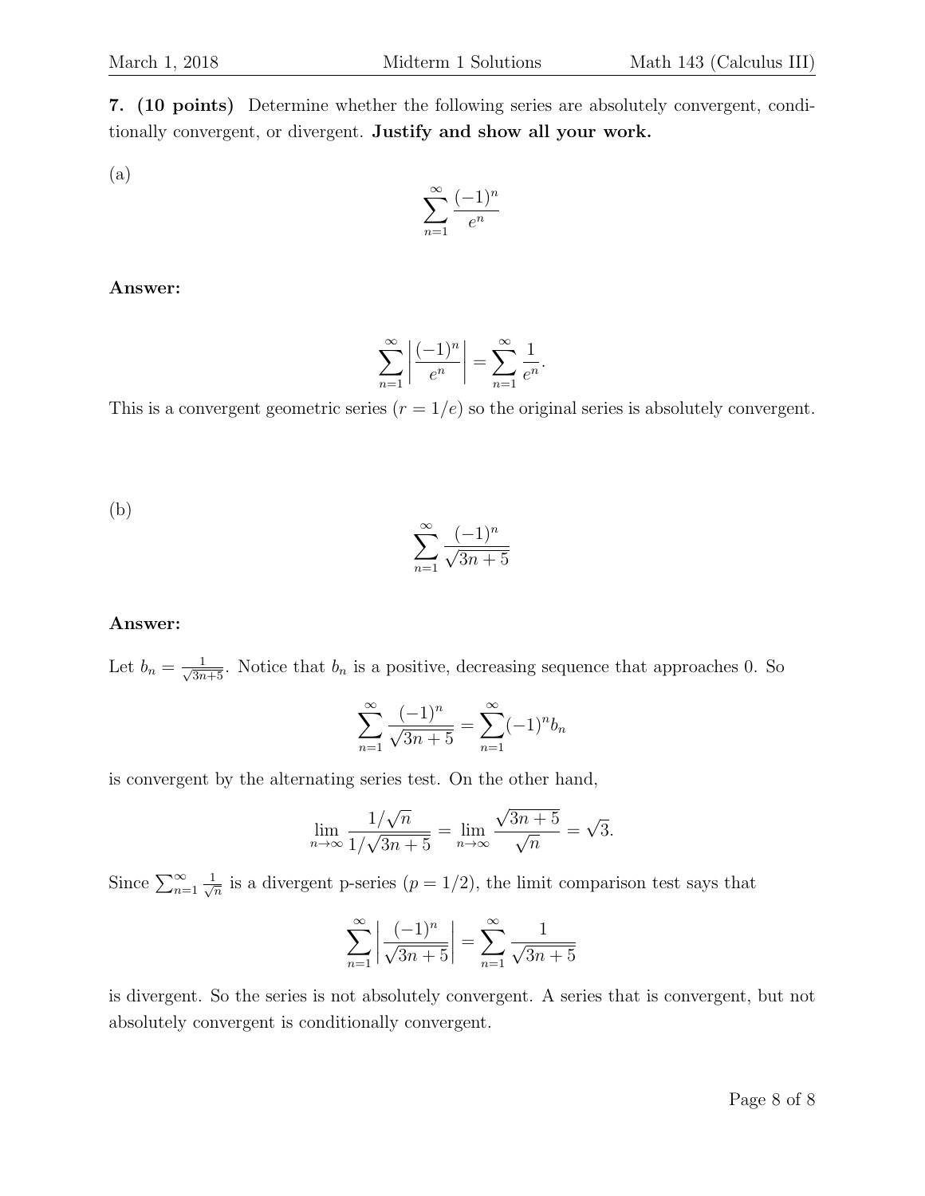**7. (10 points)** Determine whether the following series are absolutely convergent, conditionally convergent, or divergent. **Justify and show all your work.**

(a)

$$\sum_{n=1}^{\infty} \frac{(-1)^n}{e^n}$$

**Answer:**

$$\sum_{n=1}^{\infty} \left| \frac{(-1)^n}{e^n} \right| = \sum_{n=1}^{\infty} \frac{1}{e^n}.$$

This is a convergent geometric series ($r = 1/e$) so the original series is absolutely convergent.

(b)

$$\sum_{n=1}^{\infty} \frac{(-1)^n}{\sqrt{3n+5}}$$

**Answer:**

Let $b_n = \frac{1}{\sqrt{3n+5}}$. Notice that $b_n$ is a positive, decreasing sequence that approaches 0. So

$$\sum_{n=1}^{\infty} \frac{(-1)^n}{\sqrt{3n+5}} = \sum_{n=1}^{\infty} (-1)^n b_n$$

is convergent by the alternating series test. On the other hand,

$$\lim_{n\to\infty} \frac{1/\sqrt{n}}{1/\sqrt{3n+5}} = \lim_{n\to\infty} \frac{\sqrt{3n+5}}{\sqrt{n}} = \sqrt{3}.$$

Since $\sum_{n=1}^{\infty} \frac{1}{\sqrt{n}}$ is a divergent p-series ($p = 1/2$), the limit comparison test says that

$$\sum_{n=1}^{\infty} \left| \frac{(-1)^n}{\sqrt{3n+5}} \right| = \sum_{n=1}^{\infty} \frac{1}{\sqrt{3n+5}}$$

is divergent. So the series is not absolutely convergent. A series that is convergent, but not absolutely convergent is conditionally convergent.